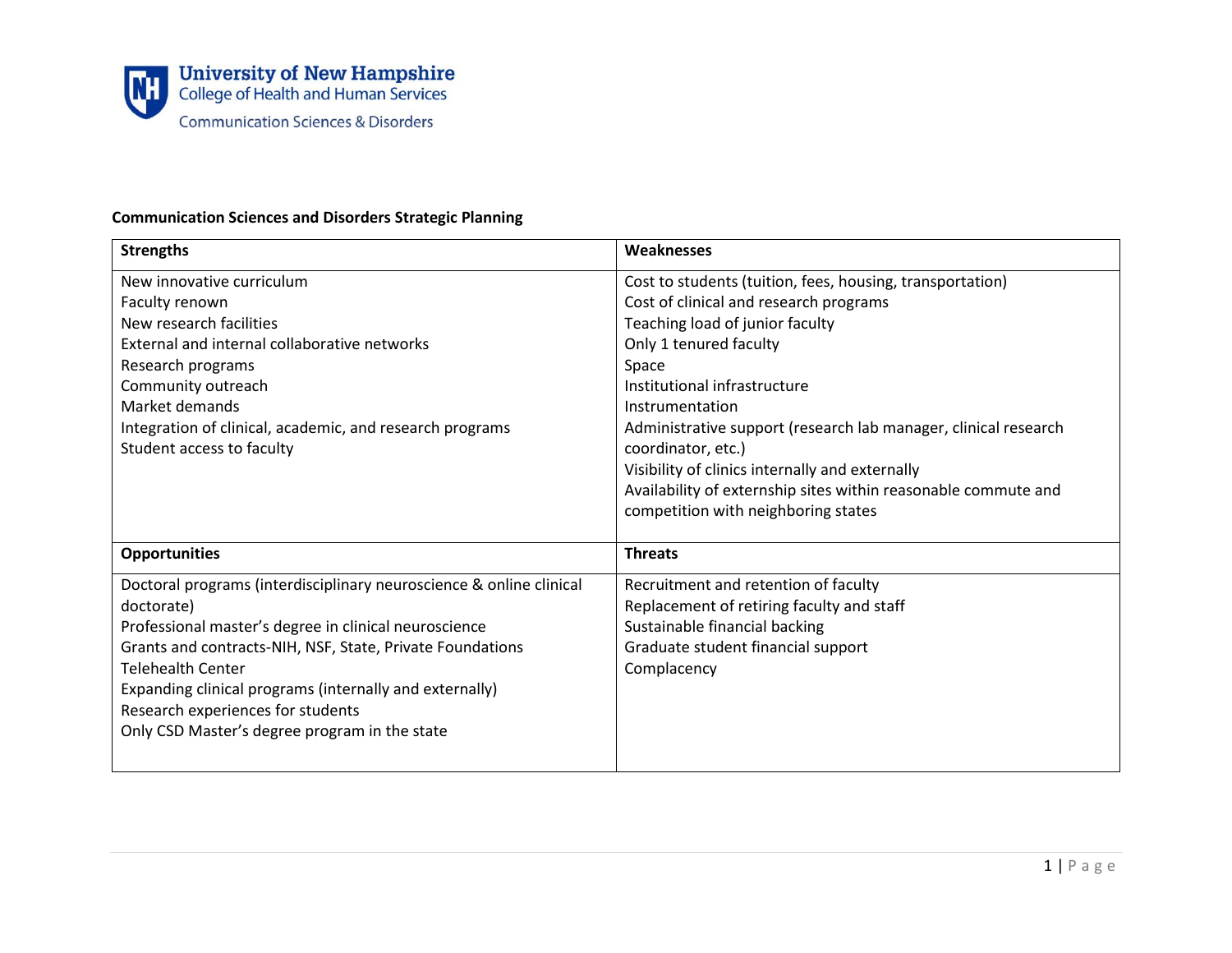University of New Hampshire
College of Health and Human Services
Communication Sciences & Disorders

**Communication Sciences and Disorders Strategic Planning**

| **Strengths** | **Weaknesses** |
|---|---|
| New innovative curriculum<br>Faculty renown<br>New research facilities<br>External and internal collaborative networks<br>Research programs<br>Community outreach<br>Market demands<br>Integration of clinical, academic, and research programs<br>Student access to faculty | Cost to students (tuition, fees, housing, transportation)<br>Cost of clinical and research programs<br>Teaching load of junior faculty<br>Only 1 tenured faculty<br>Space<br>Institutional infrastructure<br>Instrumentation<br>Administrative support (research lab manager, clinical research coordinator, etc.)<br>Visibility of clinics internally and externally<br>Availability of externship sites within reasonable commute and competition with neighboring states |
| **Opportunities** | **Threats** |
| Doctoral programs (interdisciplinary neuroscience & online clinical doctorate)<br>Professional master's degree in clinical neuroscience<br>Grants and contracts-NIH, NSF, State, Private Foundations<br>Telehealth Center<br>Expanding clinical programs (internally and externally)<br>Research experiences for students<br>Only CSD Master's degree program in the state | Recruitment and retention of faculty<br>Replacement of retiring faculty and staff<br>Sustainable financial backing<br>Graduate student financial support<br>Complacency |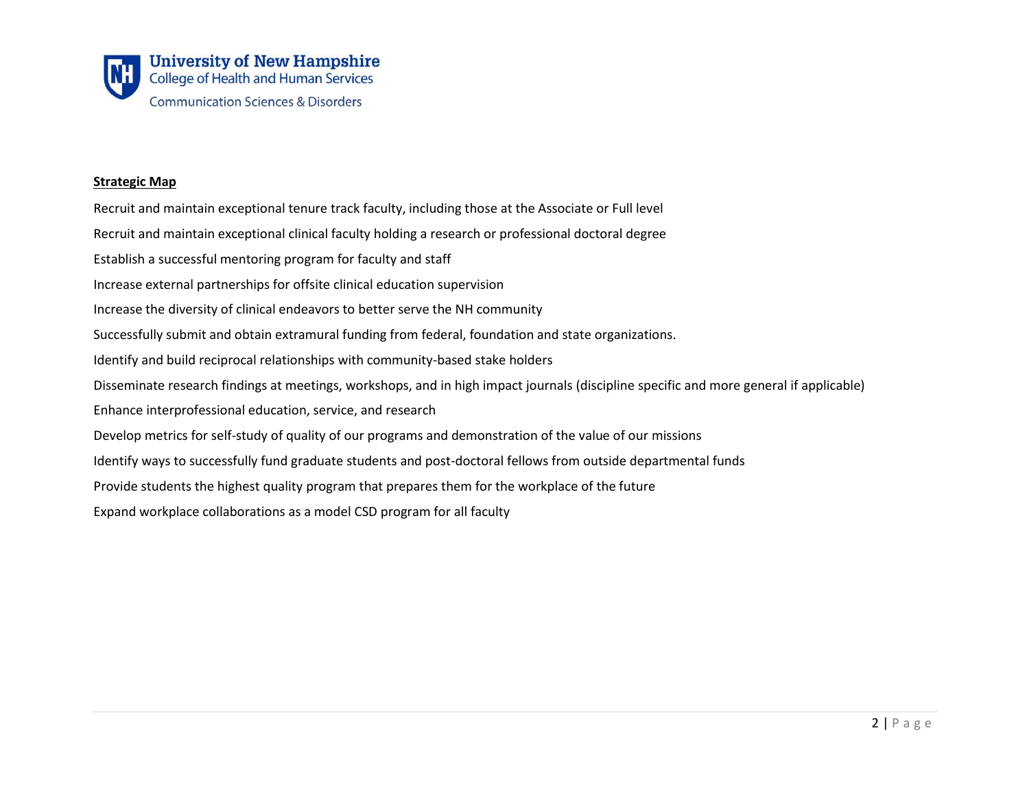University of New Hampshire
College of Health and Human Services
Communication Sciences & Disorders

**Strategic Map**

Recruit and maintain exceptional tenure track faculty, including those at the Associate or Full level

Recruit and maintain exceptional clinical faculty holding a research or professional doctoral degree

Establish a successful mentoring program for faculty and staff

Increase external partnerships for offsite clinical education supervision

Increase the diversity of clinical endeavors to better serve the NH community

Successfully submit and obtain extramural funding from federal, foundation and state organizations.

Identify and build reciprocal relationships with community-based stake holders

Disseminate research findings at meetings, workshops, and in high impact journals (discipline specific and more general if applicable)

Enhance interprofessional education, service, and research

Develop metrics for self-study of quality of our programs and demonstration of the value of our missions

Identify ways to successfully fund graduate students and post-doctoral fellows from outside departmental funds

Provide students the highest quality program that prepares them for the workplace of the future

Expand workplace collaborations as a model CSD program for all faculty